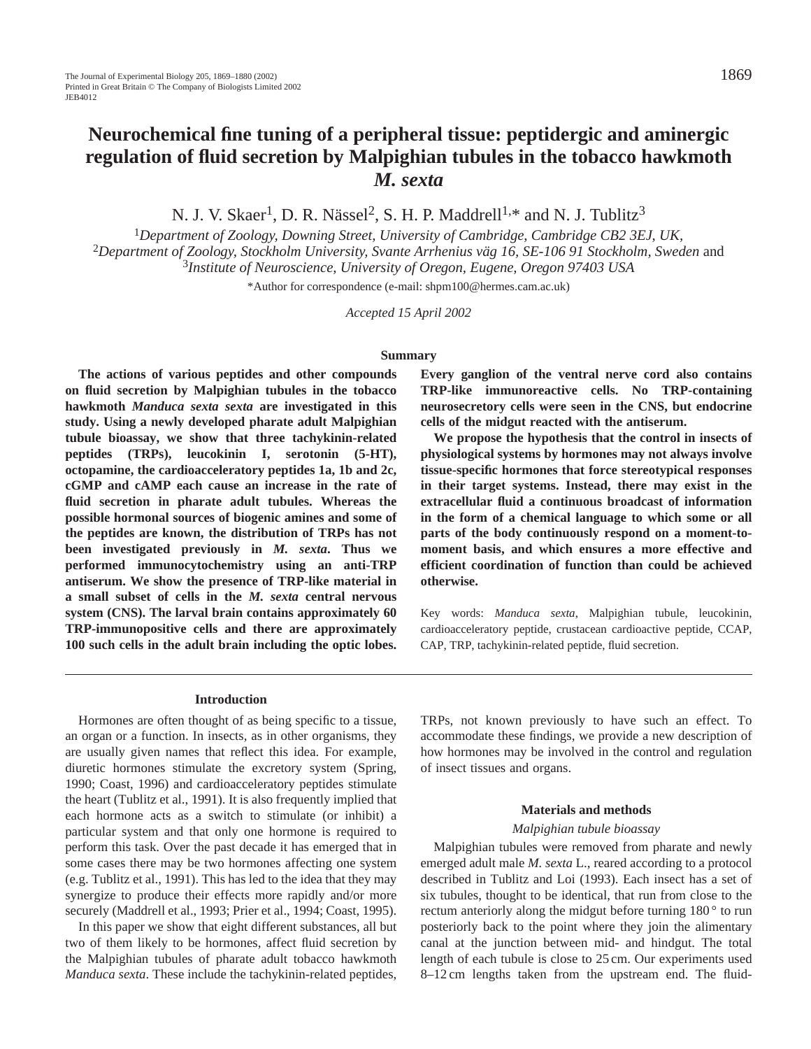# Neurochemical fine tuning of a peripheral tissue: peptidergic and aminergic regulation of fluid secretion by Malpighian tubules in the tobacco hawkmoth *M. sexta*

N. J. V. Skaer[1], D. R. Nässel[2], S. H. P. Maddrell[1,*] and N. J. Tublitz[3]

[1]*Department of Zoology, Downing Street, University of Cambridge, Cambridge CB2 3EJ, UK,*
[2]*Department of Zoology, Stockholm University, Svante Arrhenius väg 16, SE-106 91 Stockholm, Sweden* and
[3]*Institute of Neuroscience, University of Oregon, Eugene, Oregon 97403 USA*

*Author for correspondence (e-mail: shpm100@hermes.cam.ac.uk)

*Accepted 15 April 2002*

## Summary

**The actions of various peptides and other compounds on fluid secretion by Malpighian tubules in the tobacco hawkmoth *Manduca sexta sexta* are investigated in this study. Using a newly developed pharate adult Malpighian tubule bioassay, we show that three tachykinin-related peptides (TRPs), leucokinin I, serotonin (5-HT), octopamine, the cardioacceleratory peptides 1a, 1b and 2c, cGMP and cAMP each cause an increase in the rate of fluid secretion in pharate adult tubules. Whereas the possible hormonal sources of biogenic amines and some of the peptides are known, the distribution of TRPs has not been investigated previously in *M. sexta*. Thus we performed immunocytochemistry using an anti-TRP antiserum. We show the presence of TRP-like material in a small subset of cells in the *M. sexta* central nervous system (CNS). The larval brain contains approximately 60 TRP-immunopositive cells and there are approximately 100 such cells in the adult brain including the optic lobes. Every ganglion of the ventral nerve cord also contains TRP-like immunoreactive cells. No TRP-containing neurosecretory cells were seen in the CNS, but endocrine cells of the midgut reacted with the antiserum.**

**We propose the hypothesis that the control in insects of physiological systems by hormones may not always involve tissue-specific hormones that force stereotypical responses in their target systems. Instead, there may exist in the extracellular fluid a continuous broadcast of information in the form of a chemical language to which some or all parts of the body continuously respond on a moment-to-moment basis, and which ensures a more effective and efficient coordination of function than could be achieved otherwise.**

Key words: *Manduca sexta*, Malpighian tubule, leucokinin, cardioacceleratory peptide, crustacean cardioactive peptide, CCAP, CAP, TRP, tachykinin-related peptide, fluid secretion.

## Introduction

Hormones are often thought of as being specific to a tissue, an organ or a function. In insects, as in other organisms, they are usually given names that reflect this idea. For example, diuretic hormones stimulate the excretory system (Spring, 1990; Coast, 1996) and cardioacceleratory peptides stimulate the heart (Tublitz et al., 1991). It is also frequently implied that each hormone acts as a switch to stimulate (or inhibit) a particular system and that only one hormone is required to perform this task. Over the past decade it has emerged that in some cases there may be two hormones affecting one system (e.g. Tublitz et al., 1991). This has led to the idea that they may synergize to produce their effects more rapidly and/or more securely (Maddrell et al., 1993; Prier et al., 1994; Coast, 1995).

In this paper we show that eight different substances, all but two of them likely to be hormones, affect fluid secretion by the Malpighian tubules of pharate adult tobacco hawkmoth *Manduca sexta*. These include the tachykinin-related peptides, TRPs, not known previously to have such an effect. To accommodate these findings, we provide a new description of how hormones may be involved in the control and regulation of insect tissues and organs.

## Materials and methods

### *Malpighian tubule bioassay*

Malpighian tubules were removed from pharate and newly emerged adult male *M. sexta* L., reared according to a protocol described in Tublitz and Loi (1993). Each insect has a set of six tubules, thought to be identical, that run from close to the rectum anteriorly along the midgut before turning 180° to run posteriorly back to the point where they join the alimentary canal at the junction between mid- and hindgut. The total length of each tubule is close to 25 cm. Our experiments used 8–12 cm lengths taken from the upstream end. The fluid-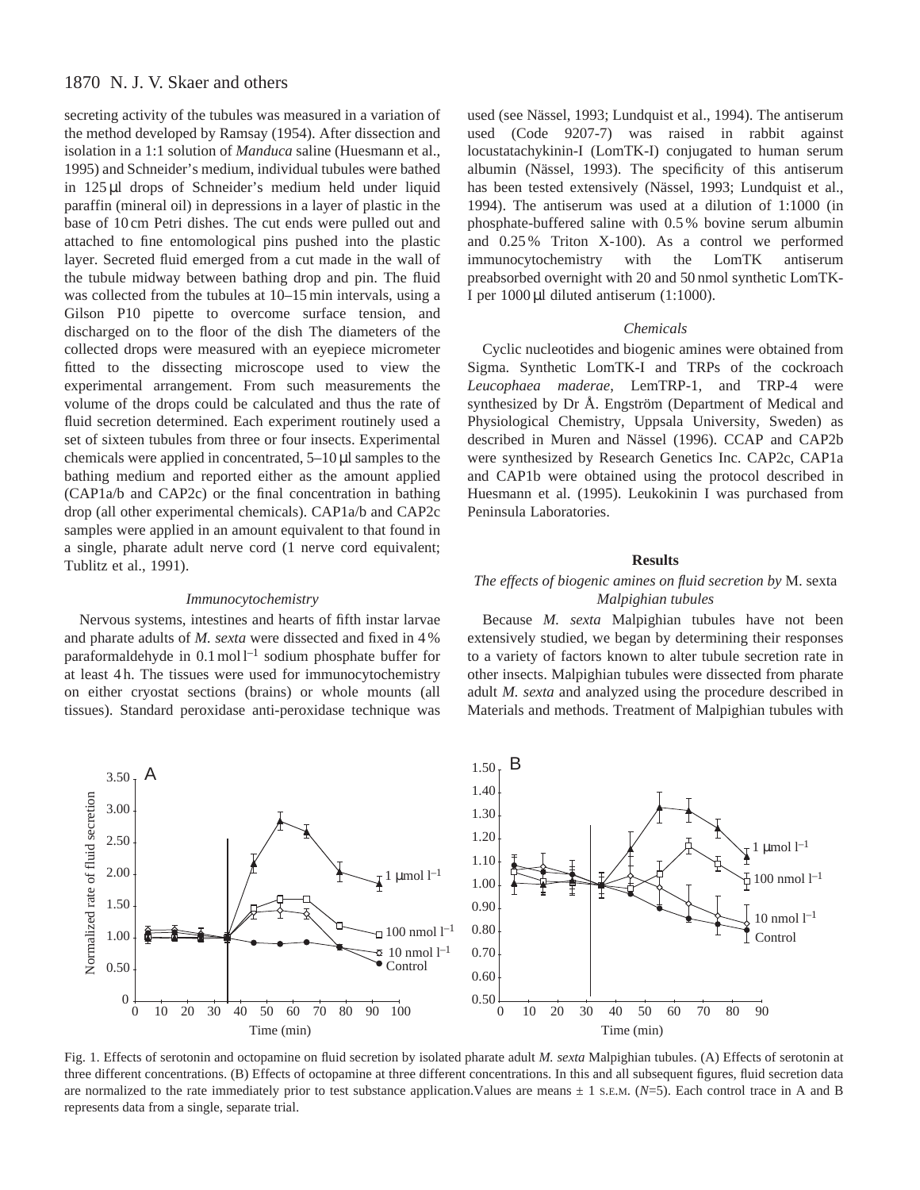secreting activity of the tubules was measured in a variation of the method developed by Ramsay (1954). After dissection and isolation in a 1:1 solution of *Manduca* saline (Huesmann et al., 1995) and Schneider's medium, individual tubules were bathed in 125 µl drops of Schneider's medium held under liquid paraffin (mineral oil) in depressions in a layer of plastic in the base of 10 cm Petri dishes. The cut ends were pulled out and attached to fine entomological pins pushed into the plastic layer. Secreted fluid emerged from a cut made in the wall of the tubule midway between bathing drop and pin. The fluid was collected from the tubules at 10–15 min intervals, using a Gilson P10 pipette to overcome surface tension, and discharged on to the floor of the dish The diameters of the collected drops were measured with an eyepiece micrometer fitted to the dissecting microscope used to view the experimental arrangement. From such measurements the volume of the drops could be calculated and thus the rate of fluid secretion determined. Each experiment routinely used a set of sixteen tubules from three or four insects. Experimental chemicals were applied in concentrated, 5–10 µl samples to the bathing medium and reported either as the amount applied (CAP1a/b and CAP2c) or the final concentration in bathing drop (all other experimental chemicals). CAP1a/b and CAP2c samples were applied in an amount equivalent to that found in a single, pharate adult nerve cord (1 nerve cord equivalent; Tublitz et al., 1991).

### *Immunocytochemistry*

Nervous systems, intestines and hearts of fifth instar larvae and pharate adults of *M. sexta* were dissected and fixed in 4 % paraformaldehyde in 0.1 mol l$^{-1}$ sodium phosphate buffer for at least 4 h. The tissues were used for immunocytochemistry on either cryostat sections (brains) or whole mounts (all tissues). Standard peroxidase anti-peroxidase technique was used (see Nässel, 1993; Lundquist et al., 1994). The antiserum used (Code 9207-7) was raised in rabbit against locustatachykinin-I (LomTK-I) conjugated to human serum albumin (Nässel, 1993). The specificity of this antiserum has been tested extensively (Nässel, 1993; Lundquist et al., 1994). The antiserum was used at a dilution of 1:1000 (in phosphate-buffered saline with 0.5 % bovine serum albumin and 0.25 % Triton X-100). As a control we performed immunocytochemistry with the LomTK antiserum preabsorbed overnight with 20 and 50 nmol synthetic LomTK-I per 1000 µl diluted antiserum (1:1000).

### *Chemicals*

Cyclic nucleotides and biogenic amines were obtained from Sigma. Synthetic LomTK-I and TRPs of the cockroach *Leucophaea maderae*, LemTRP-1, and TRP-4 were synthesized by Dr Å. Engström (Department of Medical and Physiological Chemistry, Uppsala University, Sweden) as described in Muren and Nässel (1996). CCAP and CAP2b were synthesized by Research Genetics Inc. CAP2c, CAP1a and CAP1b were obtained using the protocol described in Huesmann et al. (1995). Leukokinin I was purchased from Peninsula Laboratories.

## Results

### *The effects of biogenic amines on fluid secretion by* M. sexta *Malpighian tubules*

Because *M. sexta* Malpighian tubules have not been extensively studied, we began by determining their responses to a variety of factors known to alter tubule secretion rate in other insects. Malpighian tubules were dissected from pharate adult *M. sexta* and analyzed using the procedure described in Materials and methods. Treatment of Malpighian tubules with

Fig. 1. Effects of serotonin and octopamine on fluid secretion by isolated pharate adult *M. sexta* Malpighian tubules. (A) Effects of serotonin at three different concentrations. (B) Effects of octopamine at three different concentrations. In this and all subsequent figures, fluid secretion data are normalized to the rate immediately prior to test substance application.Values are means ± 1 S.E.M. (*N*=5). Each control trace in A and B represents data from a single, separate trial.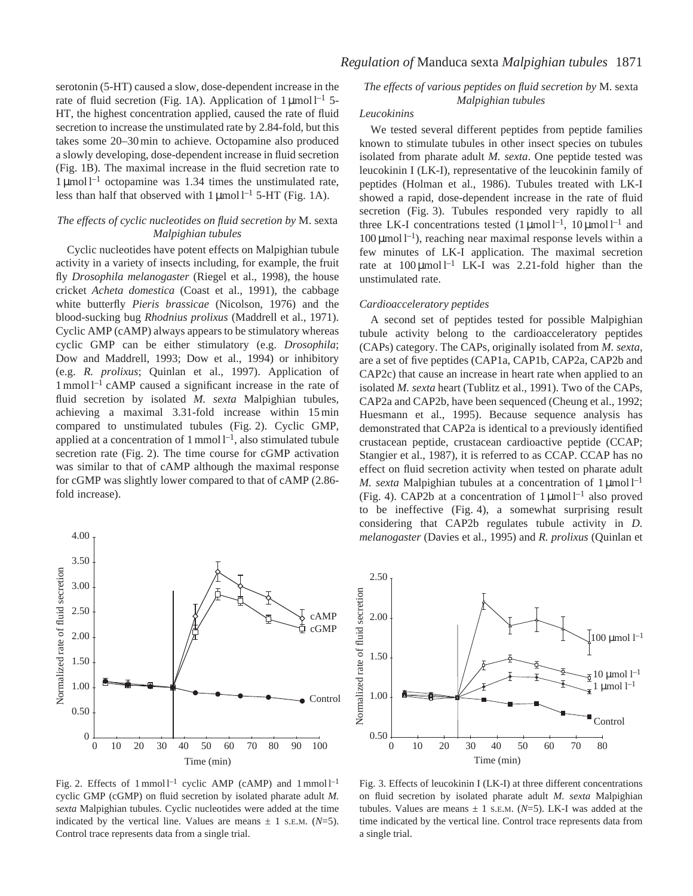serotonin (5-HT) caused a slow, dose-dependent increase in the rate of fluid secretion (Fig. 1A). Application of 1 μmol l$^{-1}$ 5-HT, the highest concentration applied, caused the rate of fluid secretion to increase the unstimulated rate by 2.84-fold, but this takes some 20–30 min to achieve. Octopamine also produced a slowly developing, dose-dependent increase in fluid secretion (Fig. 1B). The maximal increase in the fluid secretion rate to 1 μmol l$^{-1}$ octopamine was 1.34 times the unstimulated rate, less than half that observed with 1 μmol l$^{-1}$ 5-HT (Fig. 1A).

### *The effects of cyclic nucleotides on fluid secretion by* M. sexta *Malpighian tubules*

Cyclic nucleotides have potent effects on Malpighian tubule activity in a variety of insects including, for example, the fruit fly *Drosophila melanogaster* (Riegel et al., 1998), the house cricket *Acheta domestica* (Coast et al., 1991), the cabbage white butterfly *Pieris brassicae* (Nicolson, 1976) and the blood-sucking bug *Rhodnius prolixus* (Maddrell et al., 1971). Cyclic AMP (cAMP) always appears to be stimulatory whereas cyclic GMP can be either stimulatory (e.g. *Drosophila*; Dow and Maddrell, 1993; Dow et al., 1994) or inhibitory (e.g. *R. prolixus*; Quinlan et al., 1997). Application of 1 mmol l$^{-1}$ cAMP caused a significant increase in the rate of fluid secretion by isolated *M. sexta* Malpighian tubules, achieving a maximal 3.31-fold increase within 15 min compared to unstimulated tubules (Fig. 2). Cyclic GMP, applied at a concentration of 1 mmol l$^{-1}$, also stimulated tubule secretion rate (Fig. 2). The time course for cGMP activation was similar to that of cAMP although the maximal response for cGMP was slightly lower compared to that of cAMP (2.86-fold increase).

Fig. 2. Effects of 1 mmol l$^{-1}$ cyclic AMP (cAMP) and 1 mmol l$^{-1}$ cyclic GMP (cGMP) on fluid secretion by isolated pharate adult *M. sexta* Malpighian tubules. Cyclic nucleotides were added at the time indicated by the vertical line. Values are means ± 1 S.E.M. ($N$=5). Control trace represents data from a single trial.

### *The effects of various peptides on fluid secretion by* M. sexta *Malpighian tubules*

#### *Leucokinins*

We tested several different peptides from peptide families known to stimulate tubules in other insect species on tubules isolated from pharate adult *M. sexta*. One peptide tested was leucokinin I (LK-I), representative of the leucokinin family of peptides (Holman et al., 1986). Tubules treated with LK-I showed a rapid, dose-dependent increase in the rate of fluid secretion (Fig. 3). Tubules responded very rapidly to all three LK-I concentrations tested (1 μmol l$^{-1}$, 10 μmol l$^{-1}$ and 100 μmol l$^{-1}$), reaching near maximal response levels within a few minutes of LK-I application. The maximal secretion rate at 100 μmol l$^{-1}$ LK-I was 2.21-fold higher than the unstimulated rate.

#### *Cardioacceleratory peptides*

A second set of peptides tested for possible Malpighian tubule activity belong to the cardioacceleratory peptides (CAPs) category. The CAPs, originally isolated from *M. sexta*, are a set of five peptides (CAP1a, CAP1b, CAP2a, CAP2b and CAP2c) that cause an increase in heart rate when applied to an isolated *M. sexta* heart (Tublitz et al., 1991). Two of the CAPs, CAP2a and CAP2b, have been sequenced (Cheung et al., 1992; Huesmann et al., 1995). Because sequence analysis has demonstrated that CAP2a is identical to a previously identified crustacean peptide, crustacean cardioactive peptide (CCAP; Stangier et al., 1987), it is referred to as CCAP. CCAP has no effect on fluid secretion activity when tested on pharate adult *M. sexta* Malpighian tubules at a concentration of 1 μmol l$^{-1}$ (Fig. 4). CAP2b at a concentration of 1 μmol l$^{-1}$ also proved to be ineffective (Fig. 4), a somewhat surprising result considering that CAP2b regulates tubule activity in *D. melanogaster* (Davies et al., 1995) and *R. prolixus* (Quinlan et

Fig. 3. Effects of leucokinin I (LK-I) at three different concentrations on fluid secretion by isolated pharate adult *M. sexta* Malpighian tubules. Values are means ± 1 S.E.M. ($N$=5). LK-I was added at the time indicated by the vertical line. Control trace represents data from a single trial.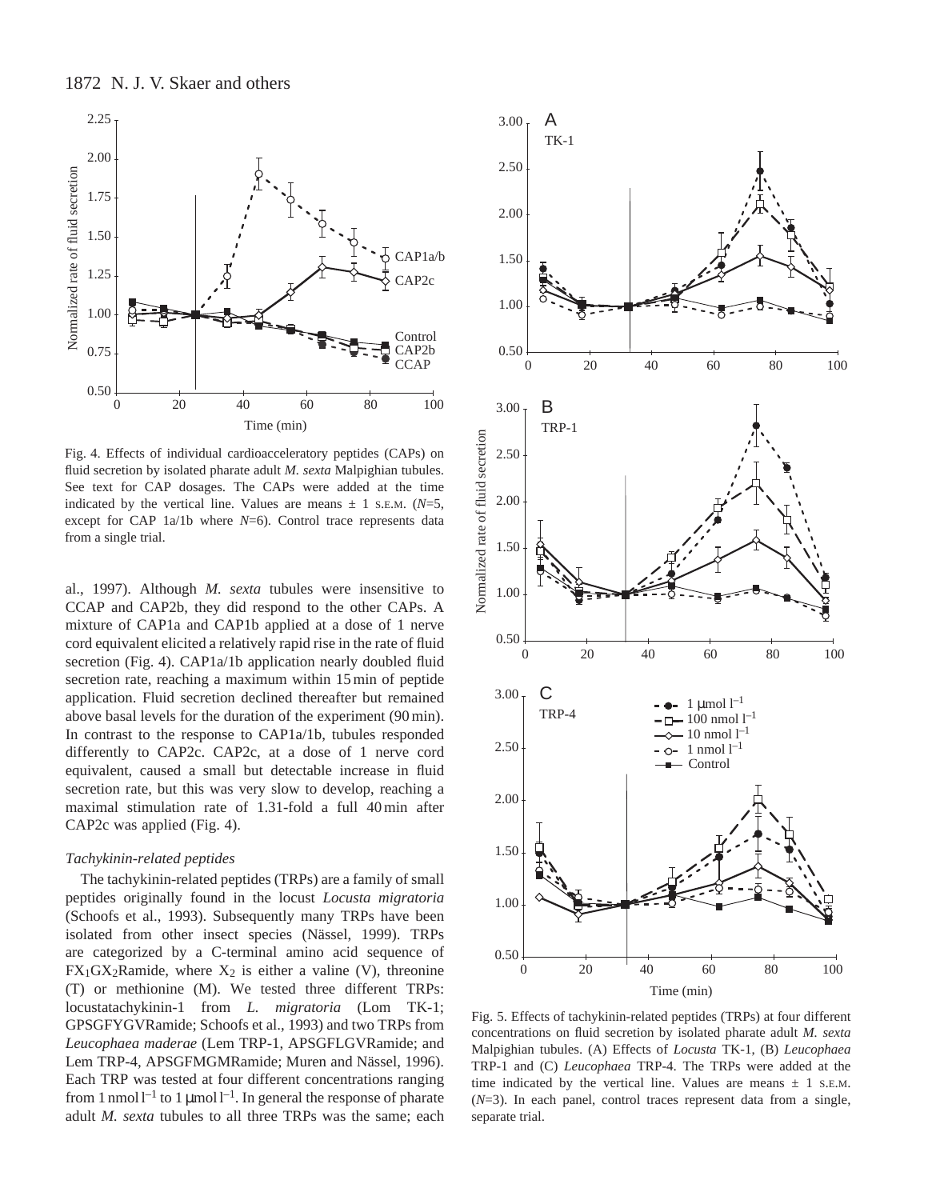Fig. 4. Effects of individual cardioacceleratory peptides (CAPs) on fluid secretion by isolated pharate adult *M. sexta* Malpighian tubules. See text for CAP dosages. The CAPs were added at the time indicated by the vertical line. Values are means ± 1 S.E.M. ($N$=5, except for CAP 1a/1b where $N$=6). Control trace represents data from a single trial.

al., 1997). Although *M. sexta* tubules were insensitive to CCAP and CAP2b, they did respond to the other CAPs. A mixture of CAP1a and CAP1b applied at a dose of 1 nerve cord equivalent elicited a relatively rapid rise in the rate of fluid secretion (Fig. 4). CAP1a/1b application nearly doubled fluid secretion rate, reaching a maximum within 15 min of peptide application. Fluid secretion declined thereafter but remained above basal levels for the duration of the experiment (90 min). In contrast to the response to CAP1a/1b, tubules responded differently to CAP2c. CAP2c, at a dose of 1 nerve cord equivalent, caused a small but detectable increase in fluid secretion rate, but this was very slow to develop, reaching a maximal stimulation rate of 1.31-fold a full 40 min after CAP2c was applied (Fig. 4).

### *Tachykinin-related peptides*

The tachykinin-related peptides (TRPs) are a family of small peptides originally found in the locust *Locusta migratoria* (Schoofs et al., 1993). Subsequently many TRPs have been isolated from other insect species (Nässel, 1999). TRPs are categorized by a C-terminal amino acid sequence of $FX_1GX_2$Ramide, where $X_2$ is either a valine (V), threonine (T) or methionine (M). We tested three different TRPs: locustatachykinin-1 from *L. migratoria* (Lom TK-1; GPSGFYGVRamide; Schoofs et al., 1993) and two TRPs from *Leucophaea maderae* (Lem TRP-1, APSGFLGVRamide; and Lem TRP-4, APSGFMGMRamide; Muren and Nässel, 1996). Each TRP was tested at four different concentrations ranging from 1 nmol l$^{-1}$ to 1 μmol l$^{-1}$. In general the response of pharate adult *M. sexta* tubules to all three TRPs was the same; each

Fig. 5. Effects of tachykinin-related peptides (TRPs) at four different concentrations on fluid secretion by isolated pharate adult *M. sexta* Malpighian tubules. (A) Effects of *Locusta* TK-1, (B) *Leucophaea* TRP-1 and (C) *Leucophaea* TRP-4. The TRPs were added at the time indicated by the vertical line. Values are means ± 1 S.E.M. ($N$=3). In each panel, control traces represent data from a single, separate trial.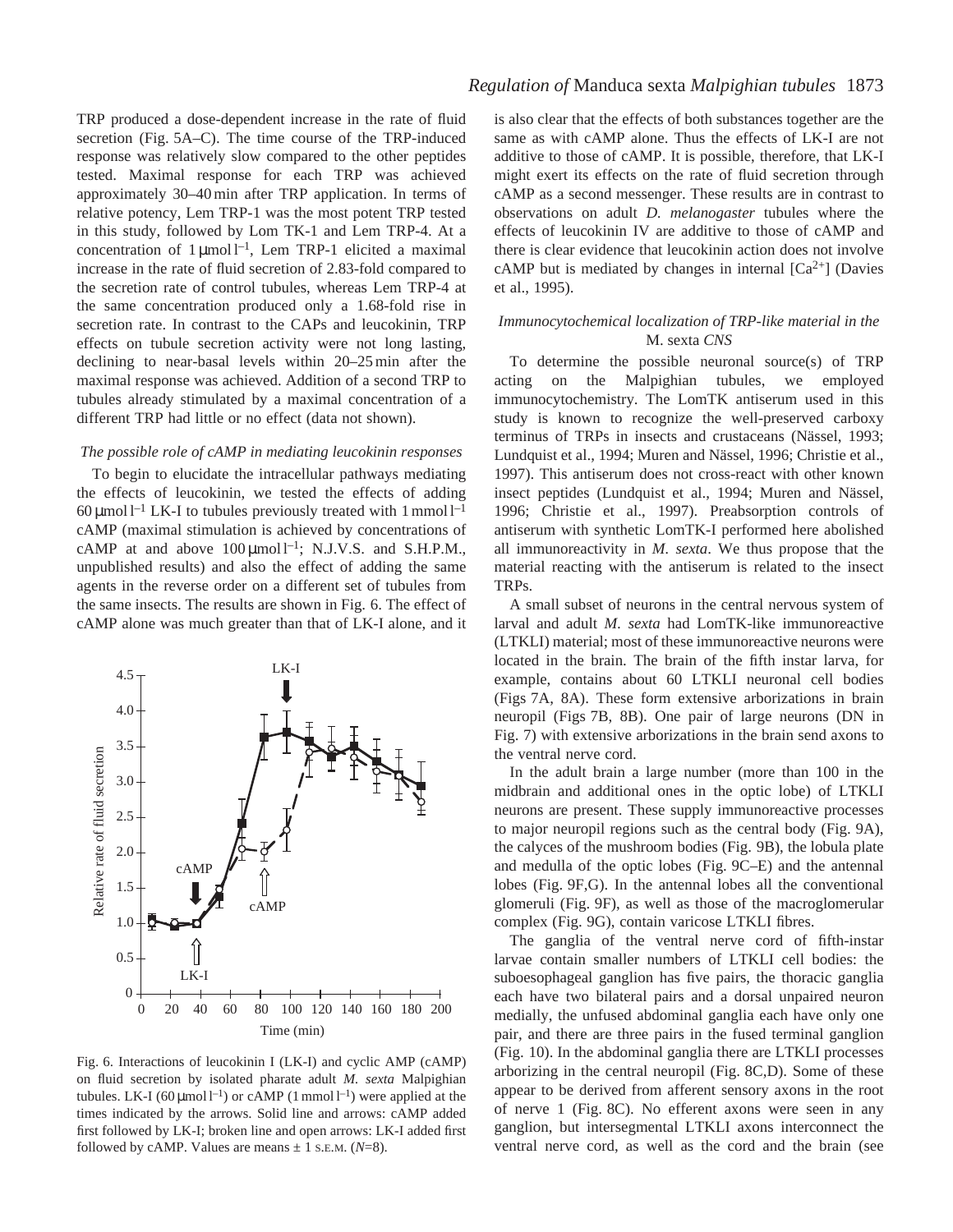TRP produced a dose-dependent increase in the rate of fluid secretion (Fig. 5A–C). The time course of the TRP-induced response was relatively slow compared to the other peptides tested. Maximal response for each TRP was achieved approximately 30–40 min after TRP application. In terms of relative potency, Lem TRP-1 was the most potent TRP tested in this study, followed by Lom TK-1 and Lem TRP-4. At a concentration of 1 μmol l$^{-1}$, Lem TRP-1 elicited a maximal increase in the rate of fluid secretion of 2.83-fold compared to the secretion rate of control tubules, whereas Lem TRP-4 at the same concentration produced only a 1.68-fold rise in secretion rate. In contrast to the CAPs and leucokinin, TRP effects on tubule secretion activity were not long lasting, declining to near-basal levels within 20–25 min after the maximal response was achieved. Addition of a second TRP to tubules already stimulated by a maximal concentration of a different TRP had little or no effect (data not shown).

### *The possible role of cAMP in mediating leucokinin responses*

To begin to elucidate the intracellular pathways mediating the effects of leucokinin, we tested the effects of adding 60 μmol l$^{-1}$ LK-I to tubules previously treated with 1 mmol l$^{-1}$ cAMP (maximal stimulation is achieved by concentrations of cAMP at and above 100 μmol l$^{-1}$; N.J.V.S. and S.H.P.M., unpublished results) and also the effect of adding the same agents in the reverse order on a different set of tubules from the same insects. The results are shown in Fig. 6. The effect of cAMP alone was much greater than that of LK-I alone, and it is also clear that the effects of both substances together are the same as with cAMP alone. Thus the effects of LK-I are not additive to those of cAMP. It is possible, therefore, that LK-I might exert its effects on the rate of fluid secretion through cAMP as a second messenger. These results are in contrast to observations on adult *D. melanogaster* tubules where the effects of leucokinin IV are additive to those of cAMP and there is clear evidence that leucokinin action does not involve cAMP but is mediated by changes in internal [$Ca^{2+}$] (Davies et al., 1995).

Fig. 6. Interactions of leucokinin I (LK-I) and cyclic AMP (cAMP) on fluid secretion by isolated pharate adult *M. sexta* Malpighian tubules. LK-I (60 μmol l$^{-1}$) or cAMP (1 mmol l$^{-1}$) were applied at the times indicated by the arrows. Solid line and arrows: cAMP added first followed by LK-I; broken line and open arrows: LK-I added first followed by cAMP. Values are means ± 1 S.E.M. ($N$=8).

### *Immunocytochemical localization of TRP-like material in the* M. sexta *CNS*

To determine the possible neuronal source(s) of TRP acting on the Malpighian tubules, we employed immunocytochemistry. The LomTK antiserum used in this study is known to recognize the well-preserved carboxy terminus of TRPs in insects and crustaceans (Nässel, 1993; Lundquist et al., 1994; Muren and Nässel, 1996; Christie et al., 1997). This antiserum does not cross-react with other known insect peptides (Lundquist et al., 1994; Muren and Nässel, 1996; Christie et al., 1997). Preabsorption controls of antiserum with synthetic LomTK-I performed here abolished all immunoreactivity in *M. sexta*. We thus propose that the material reacting with the antiserum is related to the insect TRPs.

A small subset of neurons in the central nervous system of larval and adult *M. sexta* had LomTK-like immunoreactive (LTKLI) material; most of these immunoreactive neurons were located in the brain. The brain of the fifth instar larva, for example, contains about 60 LTKLI neuronal cell bodies (Figs 7A, 8A). These form extensive arborizations in brain neuropil (Figs 7B, 8B). One pair of large neurons (DN in Fig. 7) with extensive arborizations in the brain send axons to the ventral nerve cord.

In the adult brain a large number (more than 100 in the midbrain and additional ones in the optic lobe) of LTKLI neurons are present. These supply immunoreactive processes to major neuropil regions such as the central body (Fig. 9A), the calyces of the mushroom bodies (Fig. 9B), the lobula plate and medulla of the optic lobes (Fig. 9C–E) and the antennal lobes (Fig. 9F,G). In the antennal lobes all the conventional glomeruli (Fig. 9F), as well as those of the macroglomerular complex (Fig. 9G), contain varicose LTKLI fibres.

The ganglia of the ventral nerve cord of fifth-instar larvae contain smaller numbers of LTKLI cell bodies: the suboesophageal ganglion has five pairs, the thoracic ganglia each have two bilateral pairs and a dorsal unpaired neuron medially, the unfused abdominal ganglia each have only one pair, and there are three pairs in the fused terminal ganglion (Fig. 10). In the abdominal ganglia there are LTKLI processes arborizing in the central neuropil (Fig. 8C,D). Some of these appear to be derived from afferent sensory axons in the root of nerve 1 (Fig. 8C). No efferent axons were seen in any ganglion, but intersegmental LTKLI axons interconnect the ventral nerve cord, as well as the cord and the brain (see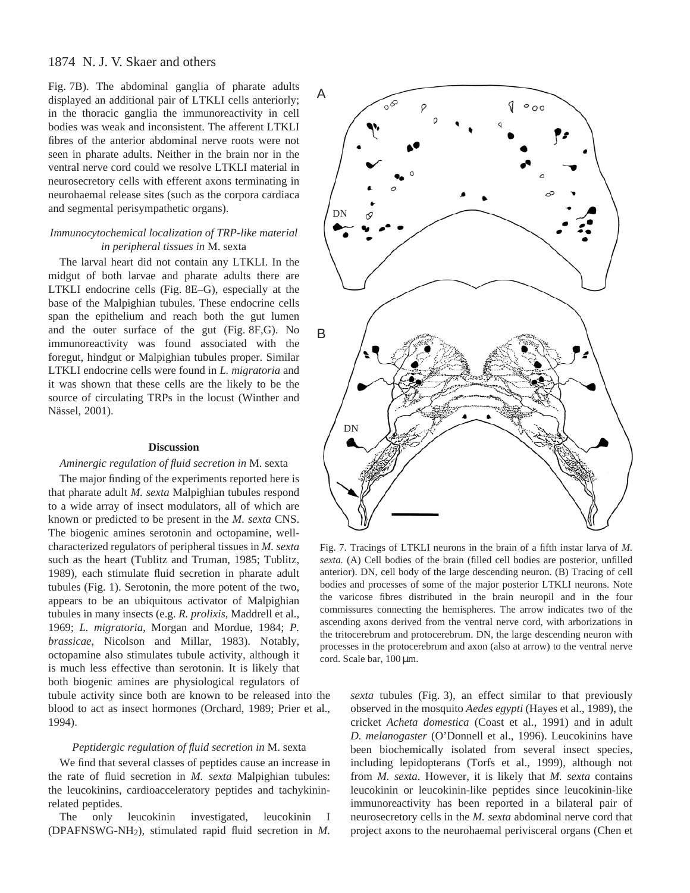Fig. 7B). The abdominal ganglia of pharate adults displayed an additional pair of LTKLI cells anteriorly; in the thoracic ganglia the immunoreactivity in cell bodies was weak and inconsistent. The afferent LTKLI fibres of the anterior abdominal nerve roots were not seen in pharate adults. Neither in the brain nor in the ventral nerve cord could we resolve LTKLI material in neurosecretory cells with efferent axons terminating in neurohaemal release sites (such as the corpora cardiaca and segmental perisympathetic organs).

### *Immunocytochemical localization of TRP-like material in peripheral tissues in* M. sexta

The larval heart did not contain any LTKLI. In the midgut of both larvae and pharate adults there are LTKLI endocrine cells (Fig. 8E–G), especially at the base of the Malpighian tubules. These endocrine cells span the epithelium and reach both the gut lumen and the outer surface of the gut (Fig. 8F,G). No immunoreactivity was found associated with the foregut, hindgut or Malpighian tubules proper. Similar LTKLI endocrine cells were found in *L. migratoria* and it was shown that these cells are the likely to be the source of circulating TRPs in the locust (Winther and Nässel, 2001).

Fig. 7. Tracings of LTKLI neurons in the brain of a fifth instar larva of *M. sexta.* (A) Cell bodies of the brain (filled cell bodies are posterior, unfilled anterior). DN, cell body of the large descending neuron. (B) Tracing of cell bodies and processes of some of the major posterior LTKLI neurons. Note the varicose fibres distributed in the brain neuropil and in the four commissures connecting the hemispheres. The arrow indicates two of the ascending axons derived from the ventral nerve cord, with arborizations in the tritocerebrum and protocerebrum. DN, the large descending neuron with processes in the protocerebrum and axon (also at arrow) to the ventral nerve cord. Scale bar, 100 μm.

## Discussion

### *Aminergic regulation of fluid secretion in* M. sexta

The major finding of the experiments reported here is that pharate adult *M. sexta* Malpighian tubules respond to a wide array of insect modulators, all of which are known or predicted to be present in the *M. sexta* CNS. The biogenic amines serotonin and octopamine, well-characterized regulators of peripheral tissues in *M. sexta* such as the heart (Tublitz and Truman, 1985; Tublitz, 1989), each stimulate fluid secretion in pharate adult tubules (Fig. 1). Serotonin, the more potent of the two, appears to be an ubiquitous activator of Malpighian tubules in many insects (e.g. *R. prolixis*, Maddrell et al., 1969; *L. migratoria*, Morgan and Mordue, 1984; *P. brassicae*, Nicolson and Millar, 1983). Notably, octopamine also stimulates tubule activity, although it is much less effective than serotonin. It is likely that both biogenic amines are physiological regulators of tubule activity since both are known to be released into the blood to act as insect hormones (Orchard, 1989; Prier et al., 1994).

### *Peptidergic regulation of fluid secretion in* M. sexta

We find that several classes of peptides cause an increase in the rate of fluid secretion in *M. sexta* Malpighian tubules: the leucokinins, cardioacceleratory peptides and tachykinin-related peptides.

The only leucokinin investigated, leucokinin I (DPAFNSWG-$NH_2$), stimulated rapid fluid secretion in *M. sexta* tubules (Fig. 3), an effect similar to that previously observed in the mosquito *Aedes egypti* (Hayes et al., 1989), the cricket *Acheta domestica* (Coast et al., 1991) and in adult *D. melanogaster* (O'Donnell et al., 1996). Leucokinins have been biochemically isolated from several insect species, including lepidopterans (Torfs et al., 1999), although not from *M. sexta*. However, it is likely that *M. sexta* contains leucokinin or leucokinin-like peptides since leucokinin-like immunoreactivity has been reported in a bilateral pair of neurosecretory cells in the *M. sexta* abdominal nerve cord that project axons to the neurohaemal perivisceral organs (Chen et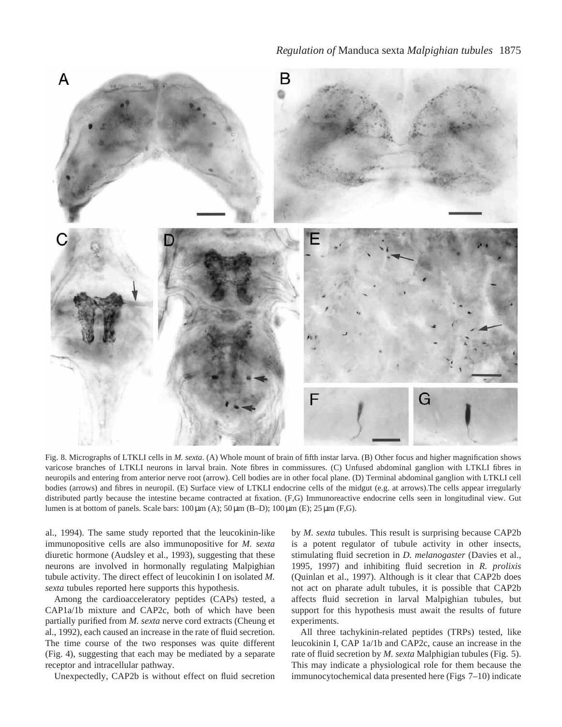Fig. 8. Micrographs of LTKLI cells in *M. sexta*. (A) Whole mount of brain of fifth instar larva. (B) Other focus and higher magnification shows varicose branches of LTKLI neurons in larval brain. Note fibres in commissures. (C) Unfused abdominal ganglion with LTKLI fibres in neuropils and entering from anterior nerve root (arrow). Cell bodies are in other focal plane. (D) Terminal abdominal ganglion with LTKLI cell bodies (arrows) and fibres in neuropil. (E) Surface view of LTKLI endocrine cells of the midgut (e.g. at arrows).The cells appear irregularly distributed partly because the intestine became contracted at fixation. (F,G) Immunoreactive endocrine cells seen in longitudinal view. Gut lumen is at bottom of panels. Scale bars: 100 μm (A); 50 μm (B–D); 100 μm (E); 25 μm (F,G).

al., 1994). The same study reported that the leucokinin-like immunopositive cells are also immunopositive for *M. sexta* diuretic hormone (Audsley et al., 1993), suggesting that these neurons are involved in hormonally regulating Malpighian tubule activity. The direct effect of leucokinin I on isolated *M. sexta* tubules reported here supports this hypothesis.

Among the cardioacceleratory peptides (CAPs) tested, a CAP1a/1b mixture and CAP2c, both of which have been partially purified from *M. sexta* nerve cord extracts (Cheung et al., 1992), each caused an increase in the rate of fluid secretion. The time course of the two responses was quite different (Fig. 4), suggesting that each may be mediated by a separate receptor and intracellular pathway.

Unexpectedly, CAP2b is without effect on fluid secretion by *M. sexta* tubules. This result is surprising because CAP2b is a potent regulator of tubule activity in other insects, stimulating fluid secretion in *D. melanogaster* (Davies et al., 1995, 1997) and inhibiting fluid secretion in *R. prolixis* (Quinlan et al., 1997). Although is it clear that CAP2b does not act on pharate adult tubules, it is possible that CAP2b affects fluid secretion in larval Malpighian tubules, but support for this hypothesis must await the results of future experiments.

All three tachykinin-related peptides (TRPs) tested, like leucokinin I, CAP 1a/1b and CAP2c, cause an increase in the rate of fluid secretion by *M. sexta* Malphigian tubules (Fig. 5). This may indicate a physiological role for them because the immunocytochemical data presented here (Figs 7–10) indicate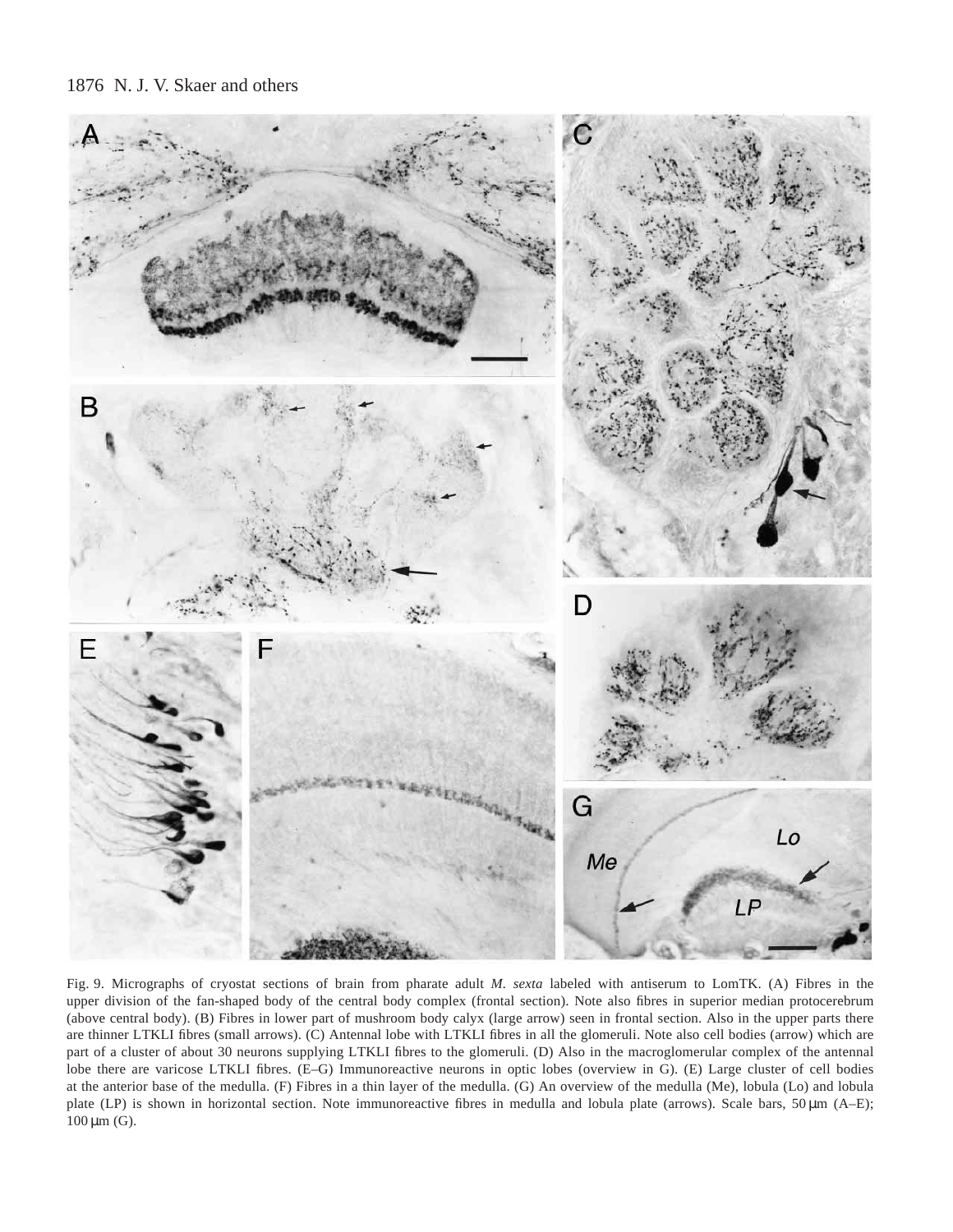Fig. 9. Micrographs of cryostat sections of brain from pharate adult *M. sexta* labeled with antiserum to LomTK. (A) Fibres in the upper division of the fan-shaped body of the central body complex (frontal section). Note also fibres in superior median protocerebrum (above central body). (B) Fibres in lower part of mushroom body calyx (large arrow) seen in frontal section. Also in the upper parts there are thinner LTKLI fibres (small arrows). (C) Antennal lobe with LTKLI fibres in all the glomeruli. Note also cell bodies (arrow) which are part of a cluster of about 30 neurons supplying LTKLI fibres to the glomeruli. (D) Also in the macroglomerular complex of the antennal lobe there are varicose LTKLI fibres. (E–G) Immunoreactive neurons in optic lobes (overview in G). (E) Large cluster of cell bodies at the anterior base of the medulla. (F) Fibres in a thin layer of the medulla. (G) An overview of the medulla (Me), lobula (Lo) and lobula plate (LP) is shown in horizontal section. Note immunoreactive fibres in medulla and lobula plate (arrows). Scale bars, 50 μm (A–E); 100 μm (G).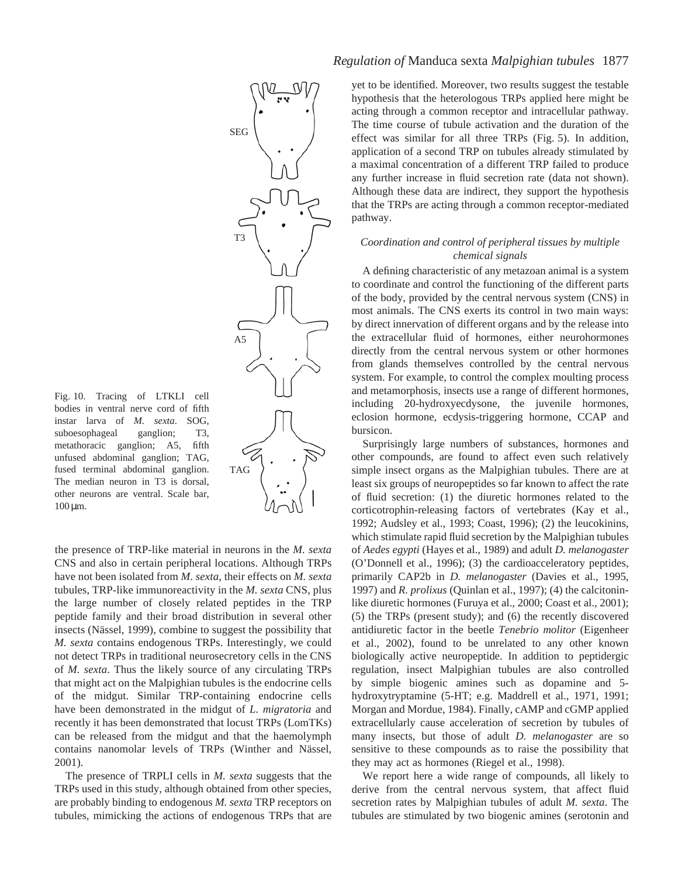Fig. 10. Tracing of LTKLI cell bodies in ventral nerve cord of fifth instar larva of *M. sexta*. SOG, suboesophageal ganglion; T3, metathoracic ganglion; A5, fifth unfused abdominal ganglion; TAG, fused terminal abdominal ganglion. The median neuron in T3 is dorsal, other neurons are ventral. Scale bar, 100 μm.

the presence of TRP-like material in neurons in the *M. sexta* CNS and also in certain peripheral locations. Although TRPs have not been isolated from *M. sexta*, their effects on *M. sexta* tubules, TRP-like immunoreactivity in the *M. sexta* CNS, plus the large number of closely related peptides in the TRP peptide family and their broad distribution in several other insects (Nässel, 1999), combine to suggest the possibility that *M. sexta* contains endogenous TRPs. Interestingly, we could not detect TRPs in traditional neurosecretory cells in the CNS of *M. sexta*. Thus the likely source of any circulating TRPs that might act on the Malpighian tubules is the endocrine cells of the midgut. Similar TRP-containing endocrine cells have been demonstrated in the midgut of *L. migratoria* and recently it has been demonstrated that locust TRPs (LomTKs) can be released from the midgut and that the haemolymph contains nanomolar levels of TRPs (Winther and Nässel, 2001).

The presence of TRPLI cells in *M. sexta* suggests that the TRPs used in this study, although obtained from other species, are probably binding to endogenous *M. sexta* TRP receptors on tubules, mimicking the actions of endogenous TRPs that are yet to be identified. Moreover, two results suggest the testable hypothesis that the heterologous TRPs applied here might be acting through a common receptor and intracellular pathway. The time course of tubule activation and the duration of the effect was similar for all three TRPs (Fig. 5). In addition, application of a second TRP on tubules already stimulated by a maximal concentration of a different TRP failed to produce any further increase in fluid secretion rate (data not shown). Although these data are indirect, they support the hypothesis that the TRPs are acting through a common receptor-mediated pathway.

### *Coordination and control of peripheral tissues by multiple chemical signals*

A defining characteristic of any metazoan animal is a system to coordinate and control the functioning of the different parts of the body, provided by the central nervous system (CNS) in most animals. The CNS exerts its control in two main ways: by direct innervation of different organs and by the release into the extracellular fluid of hormones, either neurohormones directly from the central nervous system or other hormones from glands themselves controlled by the central nervous system. For example, to control the complex moulting process and metamorphosis, insects use a range of different hormones, including 20-hydroxyecdysone, the juvenile hormones, eclosion hormone, ecdysis-triggering hormone, CCAP and bursicon.

Surprisingly large numbers of substances, hormones and other compounds, are found to affect even such relatively simple insect organs as the Malpighian tubules. There are at least six groups of neuropeptides so far known to affect the rate of fluid secretion: (1) the diuretic hormones related to the corticotrophin-releasing factors of vertebrates (Kay et al., 1992; Audsley et al., 1993; Coast, 1996); (2) the leucokinins, which stimulate rapid fluid secretion by the Malpighian tubules of *Aedes egypti* (Hayes et al., 1989) and adult *D. melanogaster* (O'Donnell et al., 1996); (3) the cardioacceleratory peptides, primarily CAP2b in *D. melanogaster* (Davies et al., 1995, 1997) and *R. prolixus* (Quinlan et al., 1997); (4) the calcitonin-like diuretic hormones (Furuya et al., 2000; Coast et al., 2001); (5) the TRPs (present study); and (6) the recently discovered antidiuretic factor in the beetle *Tenebrio molitor* (Eigenheer et al., 2002), found to be unrelated to any other known biologically active neuropeptide. In addition to peptidergic regulation, insect Malpighian tubules are also controlled by simple biogenic amines such as dopamine and 5-hydroxytryptamine (5-HT; e.g. Maddrell et al., 1971, 1991; Morgan and Mordue, 1984). Finally, cAMP and cGMP applied extracellularly cause acceleration of secretion by tubules of many insects, but those of adult *D. melanogaster* are so sensitive to these compounds as to raise the possibility that they may act as hormones (Riegel et al., 1998).

We report here a wide range of compounds, all likely to derive from the central nervous system, that affect fluid secretion rates by Malpighian tubules of adult *M. sexta*. The tubules are stimulated by two biogenic amines (serotonin and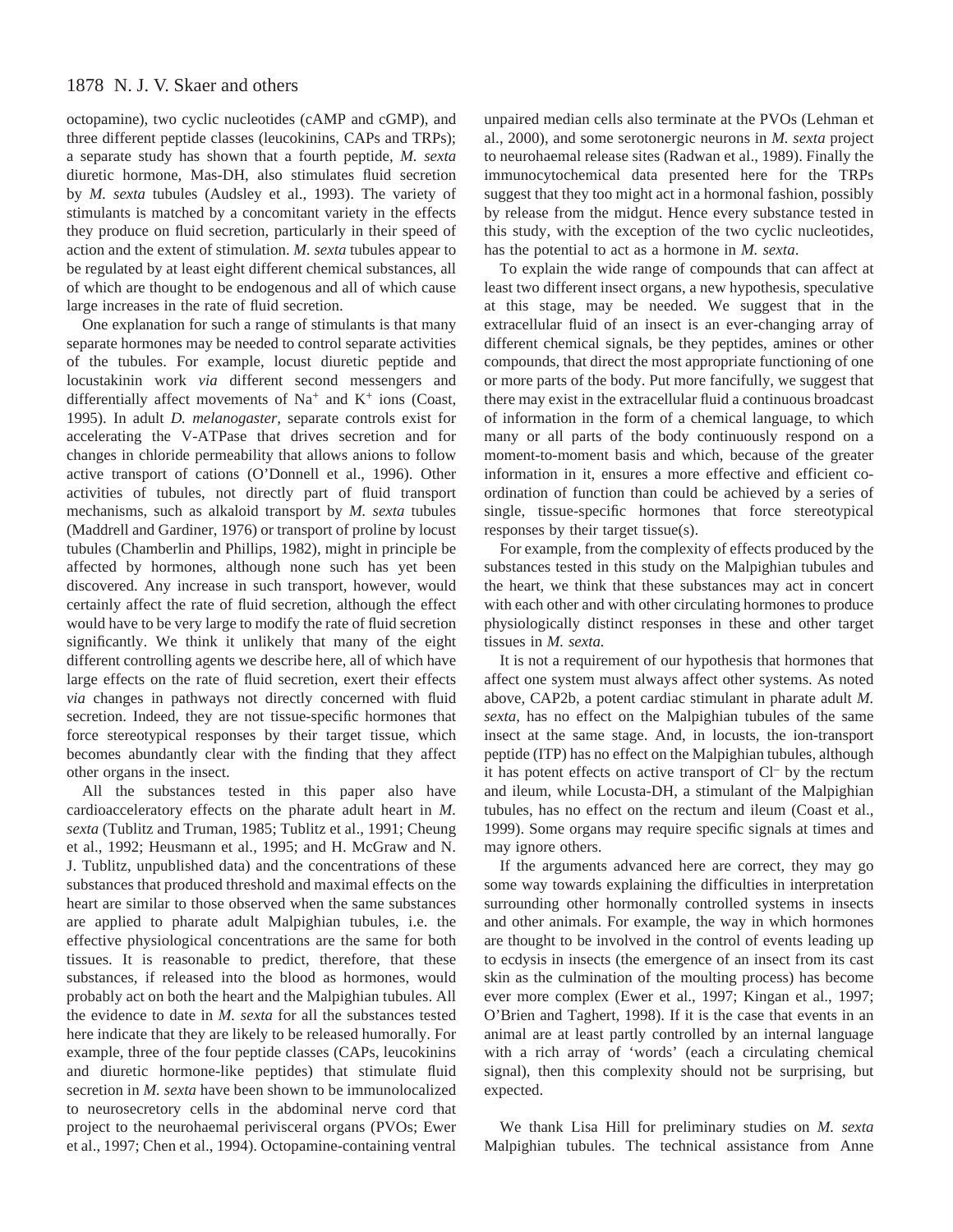octopamine), two cyclic nucleotides (cAMP and cGMP), and three different peptide classes (leucokinins, CAPs and TRPs); a separate study has shown that a fourth peptide, *M. sexta* diuretic hormone, Mas-DH, also stimulates fluid secretion by *M. sexta* tubules (Audsley et al., 1993). The variety of stimulants is matched by a concomitant variety in the effects they produce on fluid secretion, particularly in their speed of action and the extent of stimulation. *M. sexta* tubules appear to be regulated by at least eight different chemical substances, all of which are thought to be endogenous and all of which cause large increases in the rate of fluid secretion.

One explanation for such a range of stimulants is that many separate hormones may be needed to control separate activities of the tubules. For example, locust diuretic peptide and locustakinin work *via* different second messengers and differentially affect movements of $Na^{+}$ and $K^{+}$ ions (Coast, 1995). In adult *D. melanogaster*, separate controls exist for accelerating the V-ATPase that drives secretion and for changes in chloride permeability that allows anions to follow active transport of cations (O'Donnell et al., 1996). Other activities of tubules, not directly part of fluid transport mechanisms, such as alkaloid transport by *M. sexta* tubules (Maddrell and Gardiner, 1976) or transport of proline by locust tubules (Chamberlin and Phillips, 1982), might in principle be affected by hormones, although none such has yet been discovered. Any increase in such transport, however, would certainly affect the rate of fluid secretion, although the effect would have to be very large to modify the rate of fluid secretion significantly. We think it unlikely that many of the eight different controlling agents we describe here, all of which have large effects on the rate of fluid secretion, exert their effects *via* changes in pathways not directly concerned with fluid secretion. Indeed, they are not tissue-specific hormones that force stereotypical responses by their target tissue, which becomes abundantly clear with the finding that they affect other organs in the insect.

All the substances tested in this paper also have cardioacceleratory effects on the pharate adult heart in *M. sexta* (Tublitz and Truman, 1985; Tublitz et al., 1991; Cheung et al., 1992; Heusmann et al., 1995; and H. McGraw and N. J. Tublitz, unpublished data) and the concentrations of these substances that produced threshold and maximal effects on the heart are similar to those observed when the same substances are applied to pharate adult Malpighian tubules, i.e. the effective physiological concentrations are the same for both tissues. It is reasonable to predict, therefore, that these substances, if released into the blood as hormones, would probably act on both the heart and the Malpighian tubules. All the evidence to date in *M. sexta* for all the substances tested here indicate that they are likely to be released humorally. For example, three of the four peptide classes (CAPs, leucokinins and diuretic hormone-like peptides) that stimulate fluid secretion in *M. sexta* have been shown to be immunolocalized to neurosecretory cells in the abdominal nerve cord that project to the neurohaemal perivisceral organs (PVOs; Ewer et al., 1997; Chen et al., 1994). Octopamine-containing ventral unpaired median cells also terminate at the PVOs (Lehman et al., 2000), and some serotonergic neurons in *M. sexta* project to neurohaemal release sites (Radwan et al., 1989). Finally the immunocytochemical data presented here for the TRPs suggest that they too might act in a hormonal fashion, possibly by release from the midgut. Hence every substance tested in this study, with the exception of the two cyclic nucleotides, has the potential to act as a hormone in *M. sexta*.

To explain the wide range of compounds that can affect at least two different insect organs, a new hypothesis, speculative at this stage, may be needed. We suggest that in the extracellular fluid of an insect is an ever-changing array of different chemical signals, be they peptides, amines or other compounds, that direct the most appropriate functioning of one or more parts of the body. Put more fancifully, we suggest that there may exist in the extracellular fluid a continuous broadcast of information in the form of a chemical language, to which many or all parts of the body continuously respond on a moment-to-moment basis and which, because of the greater information in it, ensures a more effective and efficient co-ordination of function than could be achieved by a series of single, tissue-specific hormones that force stereotypical responses by their target tissue(s).

For example, from the complexity of effects produced by the substances tested in this study on the Malpighian tubules and the heart, we think that these substances may act in concert with each other and with other circulating hormones to produce physiologically distinct responses in these and other target tissues in *M. sexta.*

It is not a requirement of our hypothesis that hormones that affect one system must always affect other systems. As noted above, CAP2b, a potent cardiac stimulant in pharate adult *M. sexta*, has no effect on the Malpighian tubules of the same insect at the same stage. And, in locusts, the ion-transport peptide (ITP) has no effect on the Malpighian tubules, although it has potent effects on active transport of $Cl^{-}$ by the rectum and ileum, while Locusta-DH, a stimulant of the Malpighian tubules, has no effect on the rectum and ileum (Coast et al., 1999). Some organs may require specific signals at times and may ignore others.

If the arguments advanced here are correct, they may go some way towards explaining the difficulties in interpretation surrounding other hormonally controlled systems in insects and other animals. For example, the way in which hormones are thought to be involved in the control of events leading up to ecdysis in insects (the emergence of an insect from its cast skin as the culmination of the moulting process) has become ever more complex (Ewer et al., 1997; Kingan et al., 1997; O'Brien and Taghert, 1998). If it is the case that events in an animal are at least partly controlled by an internal language with a rich array of 'words' (each a circulating chemical signal), then this complexity should not be surprising, but expected.

We thank Lisa Hill for preliminary studies on *M. sexta* Malpighian tubules. The technical assistance from Anne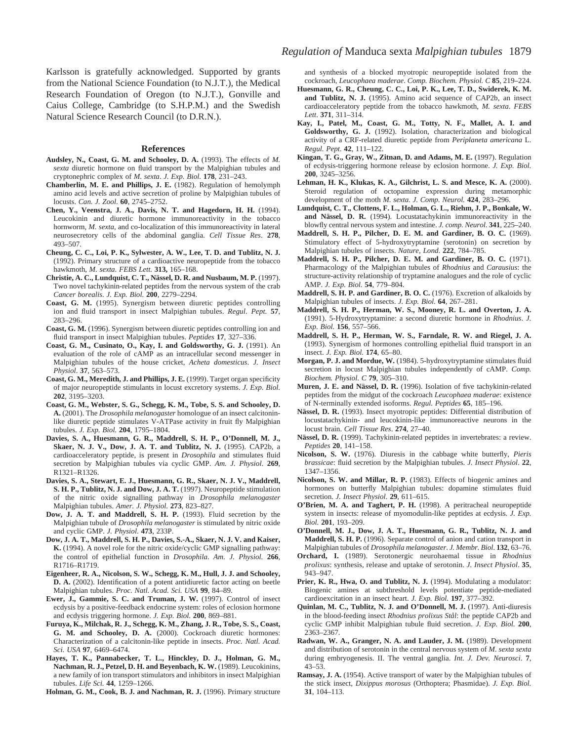Karlsson is gratefully acknowledged. Supported by grants from the National Science Foundation (to N.J.T.), the Medical Research Foundation of Oregon (to N.J.T.), Gonville and Caius College, Cambridge (to S.H.P.M.) and the Swedish Natural Science Research Council (to D.R.N.).

## References

**Audsley, N., Coast, G. M. and Schooley, D. A.** (1993). The effects of *M. sexta* diuretic hormone on fluid transport by the Malpighian tubules and cryptonephric complex of *M. sexta*. *J. Exp. Biol.* **178**, 231–243.

**Chamberlin, M. E. and Phillips, J. E.** (1982). Regulation of hemolymph amino acid levels and active secretion of proline by Malpighian tubules of locusts. *Can. J. Zool.* **60**, 2745–2752.

**Chen, Y., Veenstra, J. A., Davis, N. T. and Hagedorn, H. H.** (1994). Leucokinin and diuretic hormone immunoreactivity in the tobacco hornworm, *M. sexta*, and co-localization of this immunoreactivity in lateral neurosecretory cells of the abdominal ganglia. *Cell Tissue Res*. **278**, 493–507.

**Cheung, C. C., Loi, P. K., Sylwester, A. W., Lee, T. D. and Tublitz, N. J.** (1992). Primary structure of a cardioactive neuropeptide from the tobacco hawkmoth, *M. sexta*. *FEBS Lett.* **313,** 165–168.

**Christie, A. C., Lundquist, C. T., Nässel, D. R. and Nusbaum, M. P.** (1997). Two novel tachykinin-related peptides from the nervous system of the crab *Cancer borealis*. *J. Exp. Biol.* **200**, 2279–2294.

**Coast, G. M.** (1995). Synergism between diuretic peptides controlling ion and fluid transport in insect Malpighian tubules. *Regul. Pept.* **57**, 283–296.

**Coast, G. M.** (1996). Synergism between diuretic peptides controlling ion and fluid transport in insect Malpighian tubules. *Peptides* **17**, 327–336.

**Coast, G. M., Cusinato, O., Kay, I. and Goldsworthy, G. J.** (1991). An evaluation of the role of cAMP as an intracellular second messenger in Malpighian tubules of the house cricket, *Acheta domesticus*. *J. Insect Physiol*. **37**, 563–573.

**Coast, G. M., Meredith, J. and Phillips, J. E.** (1999). Target organ specificity of major neuropeptide stimulants in locust excretory systems. *J. Exp. Biol.* **202**, 3195–3203.

**Coast, G. M., Webster, S. G., Schegg, K. M., Tobe, S. S. and Schooley, D. A.** (2001). The *Drosophila melanogaster* homologue of an insect calcitonin-like diuretic peptide stimulates V-ATPase activity in fruit fly Malpighian tubules. *J. Exp. Biol.* **204**, 1795–1804.

**Davies, S. A., Huesmann, G. R., Maddrell, S. H. P., O'Donnell, M. J., Skaer, N. J. V., Dow, J. A. T. and Tublitz, N. J.** (1995). CAP2b, a cardioacceleratory peptide, is present in *Drosophila* and stimulates fluid secretion by Malpighian tubules via cyclic GMP. *Am. J. Physiol.* **269**, R1321–R1326.

**Davies, S. A., Stewart, E. J., Huesmann, G. R., Skaer, N. J. V., Maddrell, S. H. P., Tublitz, N. J. and Dow, J. A. T.** (1997). Neuropeptide stimulation of the nitric oxide signalling pathway in *Drosophila melanogaster* Malpighian tubules. *Amer. J. Physiol.* **273**, 823–827.

**Dow, J. A. T. and Maddrell, S. H. P.** (1993). Fluid secretion by the Malpighian tubule of *Drosophila melanogaster* is stimulated by nitric oxide and cyclic GMP. *J. Physiol*. **473**, 233P.

**Dow, J. A. T., Maddrell, S. H. P., Davies, S.-A., Skaer, N. J. V. and Kaiser, K.** (1994). A novel role for the nitric oxide/cyclic GMP signalling pathway: the control of epithelial function in *Drosophila*. *Am. J. Physiol.* **266**, R1716–R1719.

**Eigenheer, R. A., Nicolson, S. W., Schegg, K. M., Hull, J. J. and Schooley, D. A.** (2002). Identification of a potent antidiuretic factor acting on beetle Malpighian tubules. *Proc. Natl. Acad. Sci. USA* **99**, 84–89.

**Ewer, J., Gammie, S. C. and Truman, J. W.** (1997). Control of insect ecdysis by a positive-feedback endocrine system: roles of eclosion hormone and ecdysis triggering hormone. *J. Exp. Biol.* **200**, 869–881.

**Furuya, K., Milchak, R. J., Schegg, K. M., Zhang, J. R., Tobe, S. S., Coast, G. M. and Schooley, D. A.** (2000). Cockroach diuretic hormones: Characterization of a calcitonin-like peptide in insects. *Proc. Natl. Acad. Sci. USA* **97**, 6469–6474.

**Hayes, T. K., Pannabecker, T. L., Hinckley, D. J., Holman, G. M., Nachman, R. J., Petzel, D. H. and Beyenbach, K. W.** (1989). Leucokinins, a new family of ion transport stimulators and inhibitors in insect Malpighian tubules. *Life Sci.* **44**, 1259–1266.

**Holman, G. M., Cook, B. J. and Nachman, R. J.** (1996). Primary structure and synthesis of a blocked myotropic neuropeptide isolated from the cockroach, *Leucophaea maderae*. *Comp. Biochem. Physiol. C* **85**, 219–224.

**Huesmann, G. R., Cheung, C. C., Loi, P. K., Lee, T. D., Swiderek, K. M. and Tublitz, N. J.** (1995). Amino acid sequence of CAP2b, an insect cardioacceleratory peptide from the tobacco hawkmoth, *M. sexta*. *FEBS Lett*. **371**, 311–314.

**Kay, I., Patel, M., Coast, G. M., Totty, N. F., Mallet, A. I. and Goldsworthy, G. J.** (1992). Isolation, characterization and biological activity of a CRF-related diuretic peptide from *Periplaneta americana* L. *Regul. Pept.* **42**, 111–122.

**Kingan, T. G., Gray, W., Zitnan, D. and Adams, M. E.** (1997). Regulation of ecdysis-triggering hormone release by eclosion hormone. *J. Exp. Biol.* **200**, 3245–3256.

**Lehman, H. K., Klukas, K. A., Gilchrist, L. S. and Mesce, K. A.** (2000). Steroid regulation of octopamine expression during metamorphic development of the moth *M. sexta*. *J. Comp. Neurol.* **424**, 283–296.

**Lundquist, C. T., Clottens, F. L., Holman, G. L., Riehm, J. P., Bonkale, W. and Nässel, D. R.** (1994). Locustatachykinin immunoreactivity in the blowfly central nervous system and intestine. *J. comp. Neurol.* **341**, 225–240.

**Maddrell, S. H. P., Pilcher, D. E. M. and Gardiner, B. O. C.** (1969). Stimulatory effect of 5-hydroxytryptamine (serotonin) on secretion by Malpighian tubules of insects. *Nature, Lond.* **222**, 784–785.

**Maddrell, S. H. P., Pilcher, D. E. M. and Gardiner, B. O. C.** (1971). Pharmacology of the Malpighian tubules of *Rhodnius* and *Carausius*: the structure-activity relationship of tryptamine analogues and the role of cyclic AMP. *J. Exp. Biol.* **54**, 779–804.

**Maddrell, S. H. P. and Gardiner, B. O. C.** (1976). Excretion of alkaloids by Malpighian tubules of insects. *J. Exp. Biol.* **64**, 267–281.

**Maddrell, S. H. P., Herman, W. S., Mooney, R. L. and Overton, J. A.** (1991). 5-Hydroxytryptamine: a second diuretic hormone in *Rhodnius*. *J. Exp. Biol.* **156**, 557–566.

**Maddrell, S. H. P., Herman, W. S., Farndale, R. W. and Riegel, J. A.** (1993). Synergism of hormones controlling epithelial fluid transport in an insect. *J. Exp. Biol.* **174**, 65–80.

**Morgan, P. J. and Mordue, W.** (1984). 5-hydroxytryptamine stimulates fluid secretion in locust Malpighian tubules independently of cAMP. *Comp. Biochem. Physiol. C* **79**, 305–310.

**Muren, J. E. and Nässel, D. R.** (1996). Isolation of five tachykinin-related peptides from the midgut of the cockroach *Leucophaea maderae*: existence of N-terminally extended isoforms. *Regul. Peptides* **65**, 185–196.

**Nässel, D. R.** (1993). Insect myotropic peptides: Differential distribution of locustatachykinin- and leucokinin-like immunoreactive neurons in the locust brain. *Cell Tissue Res*. **274**, 27–40.

**Nässel, D. R.** (1999). Tachykinin-related peptides in invertebrates: a review. *Peptides* **20**, 141–158.

**Nicolson, S. W.** (1976). Diuresis in the cabbage white butterfly, *Pieris brassicae*: fluid secretion by the Malpighian tubules. *J. Insect Physiol*. **22**, 1347–1356.

**Nicolson, S. W. and Millar, R. P.** (1983). Effects of biogenic amines and hormones on butterfly Malpighian tubules: dopamine stimulates fluid secretion. *J. Insect Physiol*. **29**, 611–615.

**O'Brien, M. A. and Taghert, P. H.** (1998). A peritracheal neuropeptide system in insects: release of myomodulin-like peptides at ecdysis. *J. Exp. Biol.* **201**, 193–209.

**O'Donnell, M. J., Dow, J. A. T., Huesmann, G. R., Tublitz, N. J. and Maddrell, S. H. P.** (1996). Separate control of anion and cation transport in Malpighian tubules of *Drosophila melanogaster*. *J. Membr. Biol.* **132**, 63–76.

**Orchard, I.** (1989). Serotonergic neurohaemal tissue in *Rhodnius prolixus*: synthesis, release and uptake of serotonin. *J. Insect Physiol*. **35**, 943–947.

**Prier, K. R., Hwa, O. and Tublitz, N. J.** (1994). Modulating a modulator: Biogenic amines at subthreshold levels potentiate peptide-mediated cardioexcitation in an insect heart. *J. Exp. Biol.* **197**, 377–392.

**Quinlan, M. C., Tublitz, N. J. and O'Donnell, M. J.** (1997). Anti-diuresis in the blood-feeding insect *Rhodnius prolixus Stål*: the peptide CAP2b and cyclic GMP inhibit Malpighian tubule fluid secretion. *J. Exp. Biol.* **200**, 2363–2367.

**Radwan, W. A., Granger, N. A. and Lauder, J. M.** (1989). Development and distribution of serotonin in the central nervous system of *M. sexta sexta* during embryogenesis. II. The ventral ganglia. *Int. J. Dev. Neurosci*. **7**, 43–53.

**Ramsay, J. A.** (1954). Active transport of water by the Malpighian tubules of the stick insect, *Dixippus morosus* (Orthoptera; Phasmidae). *J. Exp. Biol.* **31**, 104–113.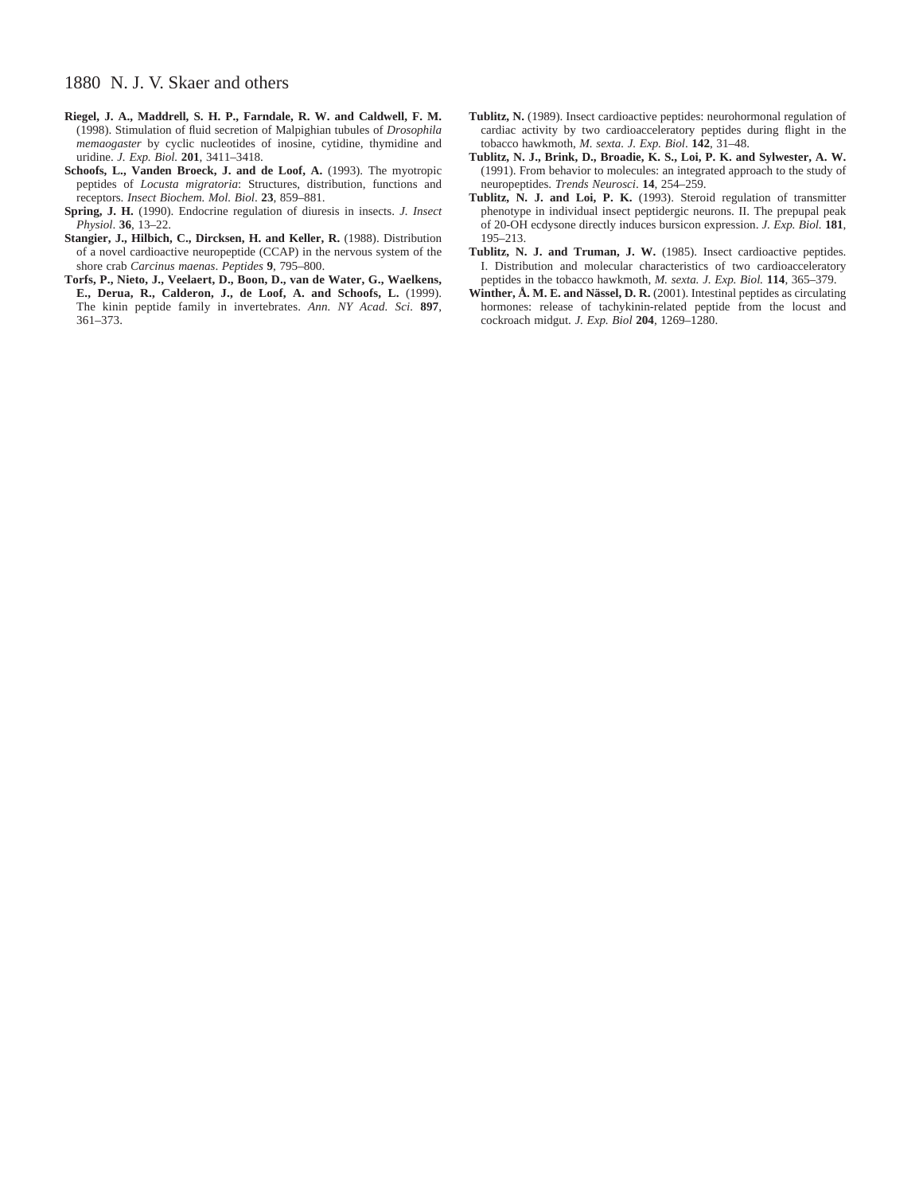**Riegel, J. A., Maddrell, S. H. P., Farndale, R. W. and Caldwell, F. M.** (1998). Stimulation of fluid secretion of Malpighian tubules of *Drosophila memaogaster* by cyclic nucleotides of inosine, cytidine, thymidine and uridine. *J. Exp. Biol.* **201**, 3411–3418.

**Schoofs, L., Vanden Broeck, J. and de Loof, A.** (1993). The myotropic peptides of *Locusta migratoria*: Structures, distribution, functions and receptors. *Insect Biochem. Mol. Biol*. **23**, 859–881.

**Spring, J. H.** (1990). Endocrine regulation of diuresis in insects. *J. Insect Physiol*. **36**, 13–22.

**Stangier, J., Hilbich, C., Dircksen, H. and Keller, R.** (1988). Distribution of a novel cardioactive neuropeptide (CCAP) in the nervous system of the shore crab *Carcinus maenas*. *Peptides* **9**, 795–800.

**Torfs, P., Nieto, J., Veelaert, D., Boon, D., van de Water, G., Waelkens, E., Derua, R., Calderon, J., de Loof, A. and Schoofs, L.** (1999). The kinin peptide family in invertebrates. *Ann. NY Acad. Sci*. **897**, 361–373.

**Tublitz, N.** (1989). Insect cardioactive peptides: neurohormonal regulation of cardiac activity by two cardioacceleratory peptides during flight in the tobacco hawkmoth, *M. sexta. J. Exp. Biol*. **142**, 31–48.

**Tublitz, N. J., Brink, D., Broadie, K. S., Loi, P. K. and Sylwester, A. W.** (1991). From behavior to molecules: an integrated approach to the study of neuropeptides. *Trends Neurosci*. **14**, 254–259.

**Tublitz, N. J. and Loi, P. K.** (1993). Steroid regulation of transmitter phenotype in individual insect peptidergic neurons. II. The prepupal peak of 20-OH ecdysone directly induces bursicon expression. *J. Exp. Biol.* **181**, 195–213.

**Tublitz, N. J. and Truman, J. W.** (1985). Insect cardioactive peptides. I. Distribution and molecular characteristics of two cardioacceleratory peptides in the tobacco hawkmoth, *M. sexta. J. Exp. Biol.* **114**, 365–379.

**Winther, Å. M. E. and Nässel, D. R.** (2001). Intestinal peptides as circulating hormones: release of tachykinin-related peptide from the locust and cockroach midgut. *J. Exp. Biol* **204**, 1269–1280.